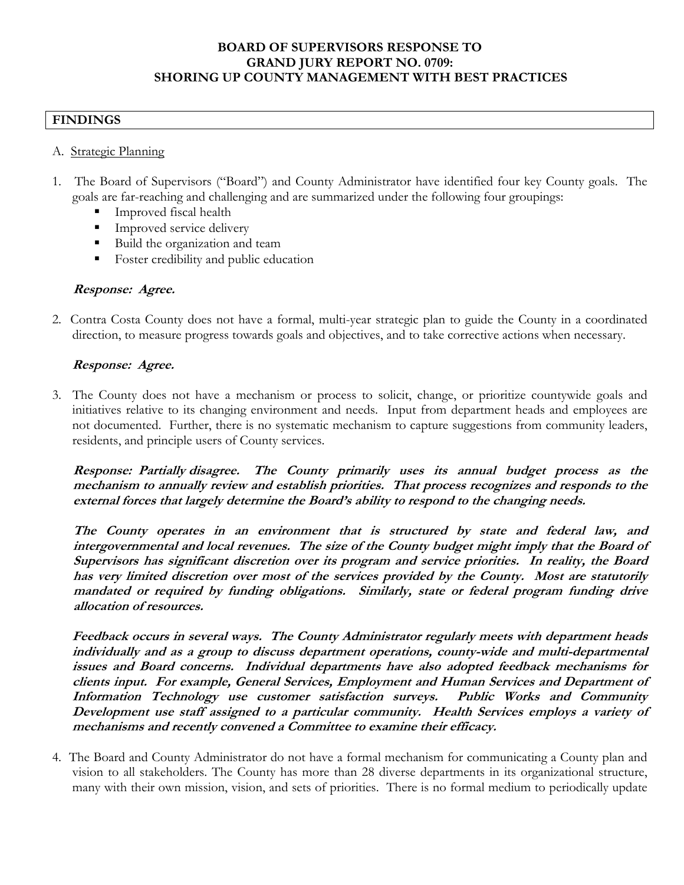**BOARD OF SUPERVISORS RESPONSE TO**
**GRAND JURY REPORT NO. 0709:**
**SHORING UP COUNTY MANAGEMENT WITH BEST PRACTICES**

## FINDINGS

A. <u>Strategic Planning</u>

1. The Board of Supervisors ("Board") and County Administrator have identified four key County goals. The goals are far-reaching and challenging and are summarized under the following four groupings:
   - Improved fiscal health
   - Improved service delivery
   - Build the organization and team
   - Foster credibility and public education

   ***Response: Agree.***

2. Contra Costa County does not have a formal, multi-year strategic plan to guide the County in a coordinated direction, to measure progress towards goals and objectives, and to take corrective actions when necessary.

   ***Response: Agree.***

3. The County does not have a mechanism or process to solicit, change, or prioritize countywide goals and initiatives relative to its changing environment and needs. Input from department heads and employees are not documented. Further, there is no systematic mechanism to capture suggestions from community leaders, residents, and principle users of County services.

   ***Response: Partially disagree. The County primarily uses its annual budget process as the mechanism to annually review and establish priorities. That process recognizes and responds to the external forces that largely determine the Board's ability to respond to the changing needs.***

   ***The County operates in an environment that is structured by state and federal law, and intergovernmental and local revenues. The size of the County budget might imply that the Board of Supervisors has significant discretion over its program and service priorities. In reality, the Board has very limited discretion over most of the services provided by the County. Most are statutorily mandated or required by funding obligations. Similarly, state or federal program funding drive allocation of resources.***

   ***Feedback occurs in several ways. The County Administrator regularly meets with department heads individually and as a group to discuss department operations, county-wide and multi-departmental issues and Board concerns. Individual departments have also adopted feedback mechanisms for clients input. For example, General Services, Employment and Human Services and Department of Information Technology use customer satisfaction surveys. Public Works and Community Development use staff assigned to a particular community. Health Services employs a variety of mechanisms and recently convened a Committee to examine their efficacy.***

4. The Board and County Administrator do not have a formal mechanism for communicating a County plan and vision to all stakeholders. The County has more than 28 diverse departments in its organizational structure, many with their own mission, vision, and sets of priorities. There is no formal medium to periodically update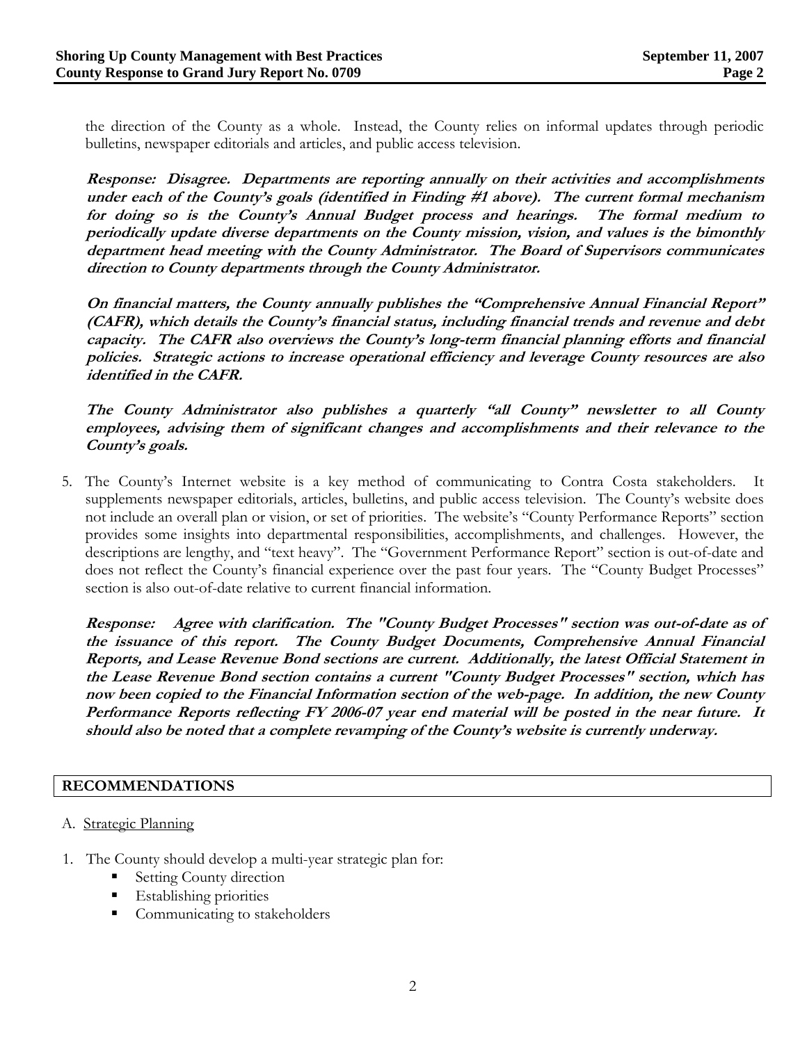the direction of the County as a whole. Instead, the County relies on informal updates through periodic bulletins, newspaper editorials and articles, and public access television.

***Response: Disagree. Departments are reporting annually on their activities and accomplishments under each of the County's goals (identified in Finding #1 above). The current formal mechanism for doing so is the County's Annual Budget process and hearings. The formal medium to periodically update diverse departments on the County mission, vision, and values is the bimonthly department head meeting with the County Administrator. The Board of Supervisors communicates direction to County departments through the County Administrator.***

***On financial matters, the County annually publishes the "Comprehensive Annual Financial Report" (CAFR), which details the County's financial status, including financial trends and revenue and debt capacity. The CAFR also overviews the County's long-term financial planning efforts and financial policies. Strategic actions to increase operational efficiency and leverage County resources are also identified in the CAFR.***

***The County Administrator also publishes a quarterly "all County" newsletter to all County employees, advising them of significant changes and accomplishments and their relevance to the County's goals.***

5. The County's Internet website is a key method of communicating to Contra Costa stakeholders. It supplements newspaper editorials, articles, bulletins, and public access television. The County's website does not include an overall plan or vision, or set of priorities. The website's "County Performance Reports" section provides some insights into departmental responsibilities, accomplishments, and challenges. However, the descriptions are lengthy, and "text heavy". The "Government Performance Report" section is out-of-date and does not reflect the County's financial experience over the past four years. The "County Budget Processes" section is also out-of-date relative to current financial information.

   ***Response: Agree with clarification. The "County Budget Processes" section was out-of-date as of the issuance of this report. The County Budget Documents, Comprehensive Annual Financial Reports, and Lease Revenue Bond sections are current. Additionally, the latest Official Statement in the Lease Revenue Bond section contains a current "County Budget Processes" section, which has now been copied to the Financial Information section of the web-page. In addition, the new County Performance Reports reflecting FY 2006-07 year end material will be posted in the near future. It should also be noted that a complete revamping of the County's website is currently underway.***

## RECOMMENDATIONS

A. Strategic Planning

1. The County should develop a multi-year strategic plan for:
   - Setting County direction
   - Establishing priorities
   - Communicating to stakeholders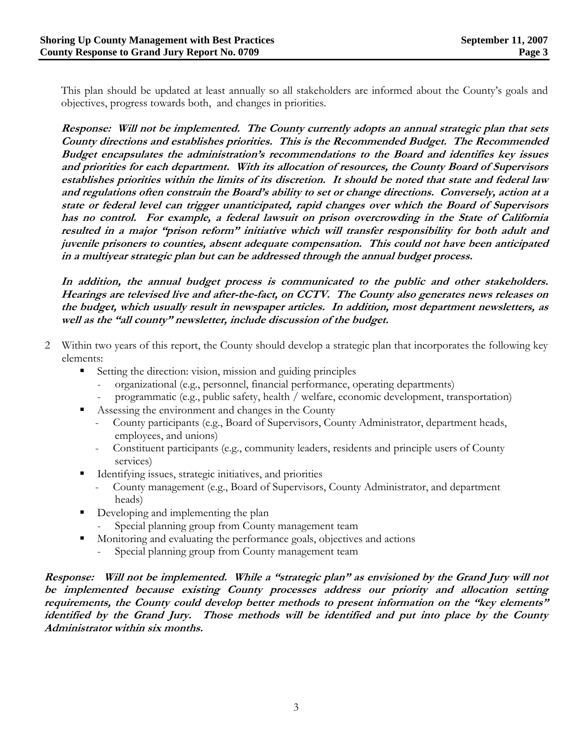This plan should be updated at least annually so all stakeholders are informed about the County's goals and objectives, progress towards both, and changes in priorities.

***Response: Will not be implemented. The County currently adopts an annual strategic plan that sets County directions and establishes priorities. This is the Recommended Budget. The Recommended Budget encapsulates the administration's recommendations to the Board and identifies key issues and priorities for each department. With its allocation of resources, the County Board of Supervisors establishes priorities within the limits of its discretion. It should be noted that state and federal law and regulations often constrain the Board's ability to set or change directions. Conversely, action at a state or federal level can trigger unanticipated, rapid changes over which the Board of Supervisors has no control. For example, a federal lawsuit on prison overcrowding in the State of California resulted in a major "prison reform" initiative which will transfer responsibility for both adult and juvenile prisoners to counties, absent adequate compensation. This could not have been anticipated in a multiyear strategic plan but can be addressed through the annual budget process.***

***In addition, the annual budget process is communicated to the public and other stakeholders. Hearings are televised live and after-the-fact, on CCTV. The County also generates news releases on the budget, which usually result in newspaper articles. In addition, most department newsletters, as well as the "all county" newsletter, include discussion of the budget.***

2 Within two years of this report, the County should develop a strategic plan that incorporates the following key elements:
   - Setting the direction: vision, mission and guiding principles
     - organizational (e.g., personnel, financial performance, operating departments)
     - programmatic (e.g., public safety, health / welfare, economic development, transportation)
   - Assessing the environment and changes in the County
     - County participants (e.g., Board of Supervisors, County Administrator, department heads, employees, and unions)
     - Constituent participants (e.g., community leaders, residents and principle users of County services)
   - Identifying issues, strategic initiatives, and priorities
     - County management (e.g., Board of Supervisors, County Administrator, and department heads)
   - Developing and implementing the plan
     - Special planning group from County management team
   - Monitoring and evaluating the performance goals, objectives and actions
     - Special planning group from County management team

***Response: Will not be implemented. While a "strategic plan" as envisioned by the Grand Jury will not be implemented because existing County processes address our priority and allocation setting requirements, the County could develop better methods to present information on the "key elements" identified by the Grand Jury. Those methods will be identified and put into place by the County Administrator within six months.***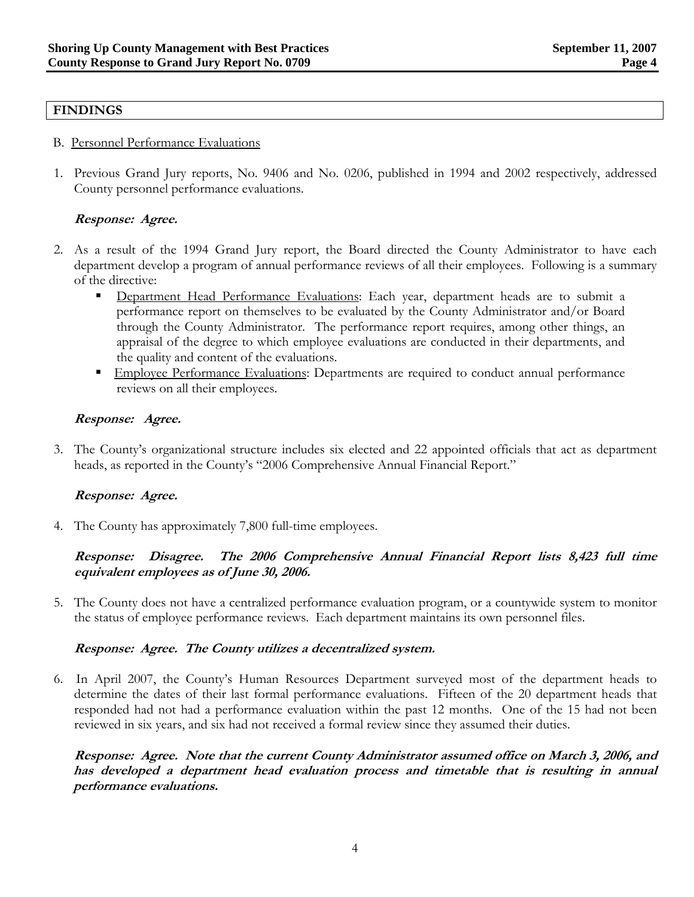## FINDINGS

B. Personnel Performance Evaluations

1. Previous Grand Jury reports, No. 9406 and No. 0206, published in 1994 and 2002 respectively, addressed County personnel performance evaluations.

   ***Response: Agree.***

2. As a result of the 1994 Grand Jury report, the Board directed the County Administrator to have each department develop a program of annual performance reviews of all their employees. Following is a summary of the directive:
   - Department Head Performance Evaluations: Each year, department heads are to submit a performance report on themselves to be evaluated by the County Administrator and/or Board through the County Administrator. The performance report requires, among other things, an appraisal of the degree to which employee evaluations are conducted in their departments, and the quality and content of the evaluations.
   - Employee Performance Evaluations: Departments are required to conduct annual performance reviews on all their employees.

   ***Response: Agree.***

3. The County's organizational structure includes six elected and 22 appointed officials that act as department heads, as reported in the County's "2006 Comprehensive Annual Financial Report."

   ***Response: Agree.***

4. The County has approximately 7,800 full-time employees.

   ***Response: Disagree. The 2006 Comprehensive Annual Financial Report lists 8,423 full time equivalent employees as of June 30, 2006.***

5. The County does not have a centralized performance evaluation program, or a countywide system to monitor the status of employee performance reviews. Each department maintains its own personnel files.

   ***Response: Agree. The County utilizes a decentralized system.***

6. In April 2007, the County's Human Resources Department surveyed most of the department heads to determine the dates of their last formal performance evaluations. Fifteen of the 20 department heads that responded had not had a performance evaluation within the past 12 months. One of the 15 had not been reviewed in six years, and six had not received a formal review since they assumed their duties.

   ***Response: Agree. Note that the current County Administrator assumed office on March 3, 2006, and has developed a department head evaluation process and timetable that is resulting in annual performance evaluations.***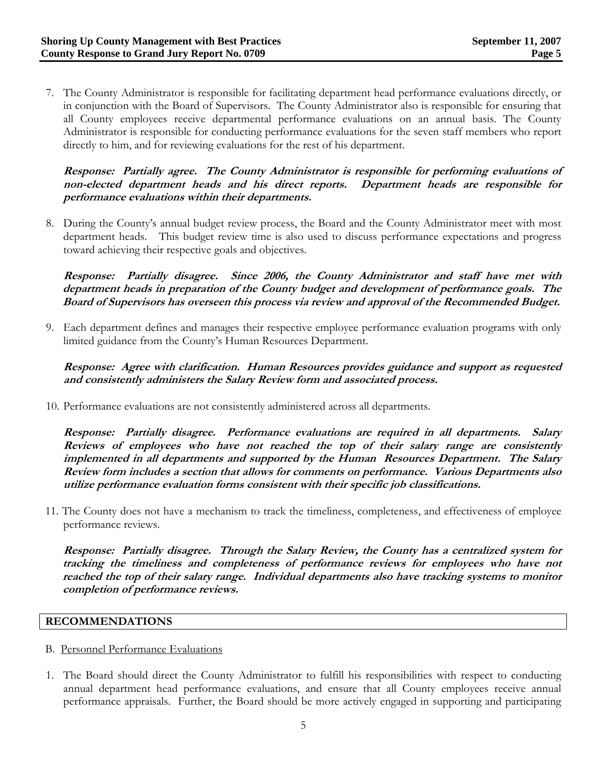7. The County Administrator is responsible for facilitating department head performance evaluations directly, or in conjunction with the Board of Supervisors. The County Administrator also is responsible for ensuring that all County employees receive departmental performance evaluations on an annual basis. The County Administrator is responsible for conducting performance evaluations for the seven staff members who report directly to him, and for reviewing evaluations for the rest of his department.

   ***Response: Partially agree. The County Administrator is responsible for performing evaluations of non-elected department heads and his direct reports. Department heads are responsible for performance evaluations within their departments.***

8. During the County's annual budget review process, the Board and the County Administrator meet with most department heads. This budget review time is also used to discuss performance expectations and progress toward achieving their respective goals and objectives.

   ***Response: Partially disagree. Since 2006, the County Administrator and staff have met with department heads in preparation of the County budget and development of performance goals. The Board of Supervisors has overseen this process via review and approval of the Recommended Budget.***

9. Each department defines and manages their respective employee performance evaluation programs with only limited guidance from the County's Human Resources Department.

   ***Response: Agree with clarification. Human Resources provides guidance and support as requested and consistently administers the Salary Review form and associated process.***

10. Performance evaluations are not consistently administered across all departments.

    ***Response: Partially disagree. Performance evaluations are required in all departments. Salary Reviews of employees who have not reached the top of their salary range are consistently implemented in all departments and supported by the Human Resources Department. The Salary Review form includes a section that allows for comments on performance. Various Departments also utilize performance evaluation forms consistent with their specific job classifications.***

11. The County does not have a mechanism to track the timeliness, completeness, and effectiveness of employee performance reviews.

    ***Response: Partially disagree. Through the Salary Review, the County has a centralized system for tracking the timeliness and completeness of performance reviews for employees who have not reached the top of their salary range. Individual departments also have tracking systems to monitor completion of performance reviews.***

## RECOMMENDATIONS

B. Personnel Performance Evaluations

1. The Board should direct the County Administrator to fulfill his responsibilities with respect to conducting annual department head performance evaluations, and ensure that all County employees receive annual performance appraisals. Further, the Board should be more actively engaged in supporting and participating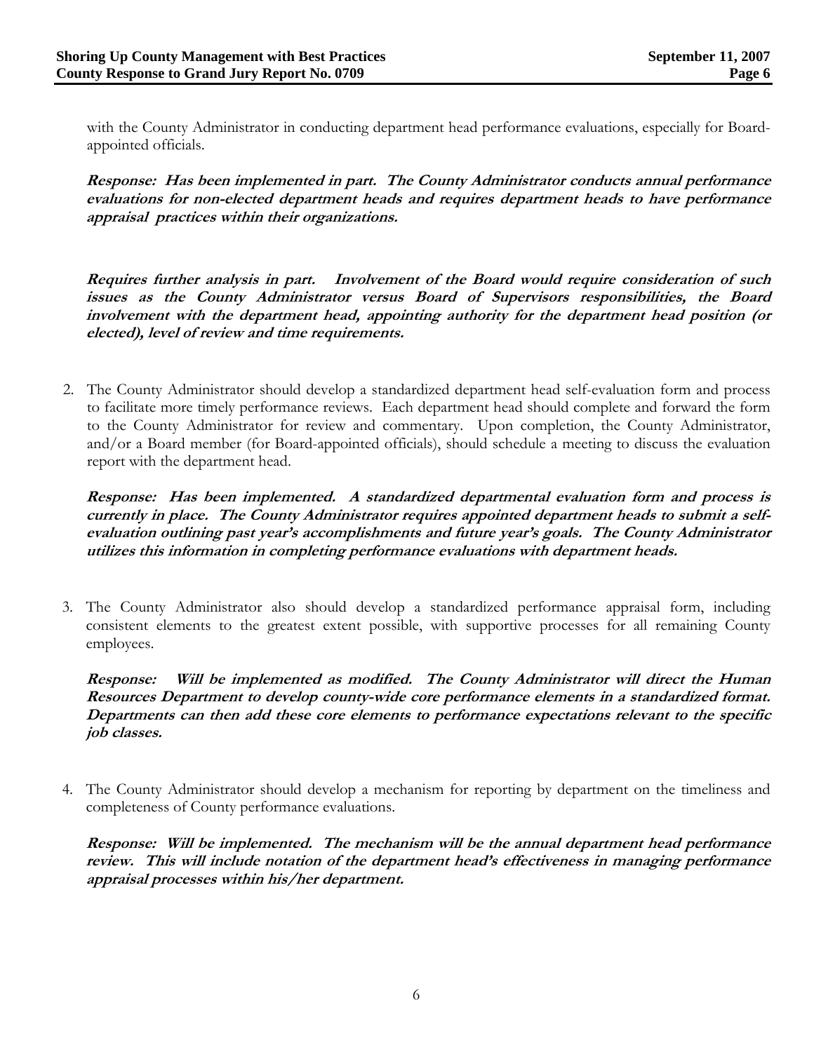with the County Administrator in conducting department head performance evaluations, especially for Board-appointed officials.

***Response: Has been implemented in part. The County Administrator conducts annual performance evaluations for non-elected department heads and requires department heads to have performance appraisal practices within their organizations.***

***Requires further analysis in part. Involvement of the Board would require consideration of such issues as the County Administrator versus Board of Supervisors responsibilities, the Board involvement with the department head, appointing authority for the department head position (or elected), level of review and time requirements.***

2. The County Administrator should develop a standardized department head self-evaluation form and process to facilitate more timely performance reviews. Each department head should complete and forward the form to the County Administrator for review and commentary. Upon completion, the County Administrator, and/or a Board member (for Board-appointed officials), should schedule a meeting to discuss the evaluation report with the department head.

   ***Response: Has been implemented. A standardized departmental evaluation form and process is currently in place. The County Administrator requires appointed department heads to submit a self-evaluation outlining past year's accomplishments and future year's goals. The County Administrator utilizes this information in completing performance evaluations with department heads.***

3. The County Administrator also should develop a standardized performance appraisal form, including consistent elements to the greatest extent possible, with supportive processes for all remaining County employees.

   ***Response: Will be implemented as modified. The County Administrator will direct the Human Resources Department to develop county-wide core performance elements in a standardized format. Departments can then add these core elements to performance expectations relevant to the specific job classes.***

4. The County Administrator should develop a mechanism for reporting by department on the timeliness and completeness of County performance evaluations.

   ***Response: Will be implemented. The mechanism will be the annual department head performance review. This will include notation of the department head's effectiveness in managing performance appraisal processes within his/her department.***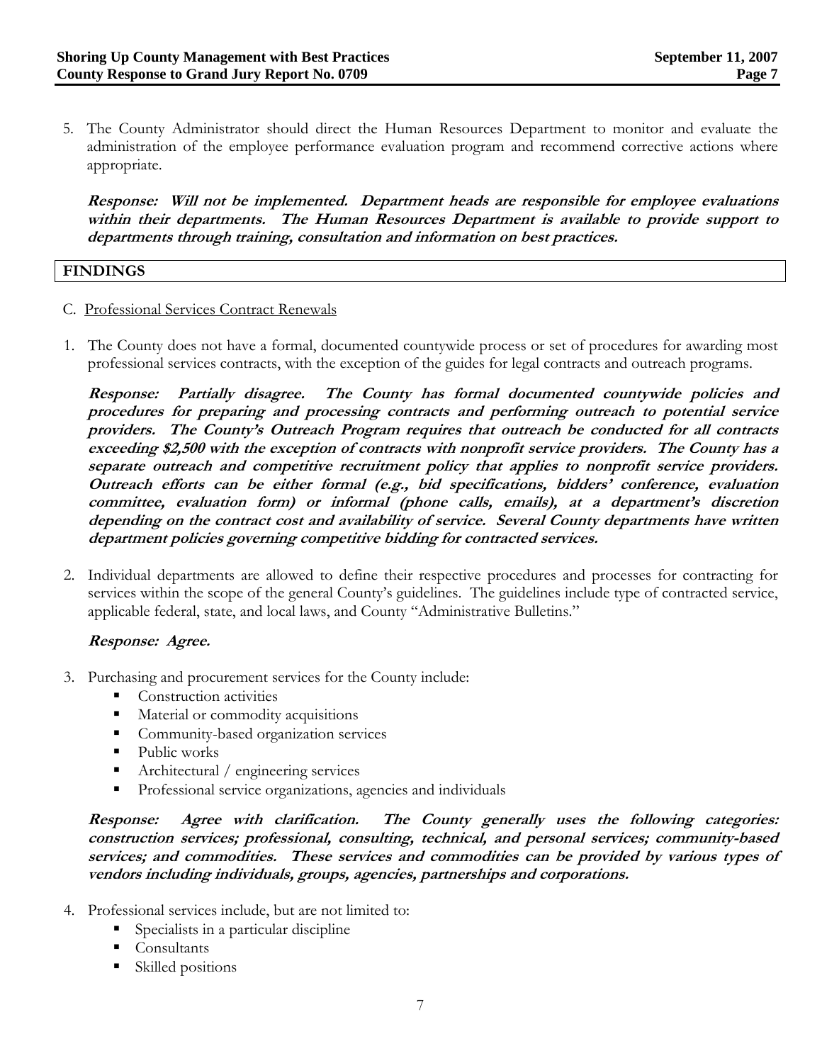5. The County Administrator should direct the Human Resources Department to monitor and evaluate the administration of the employee performance evaluation program and recommend corrective actions where appropriate.

   ***Response: Will not be implemented. Department heads are responsible for employee evaluations within their departments. The Human Resources Department is available to provide support to departments through training, consultation and information on best practices.***

## FINDINGS

C. Professional Services Contract Renewals

1. The County does not have a formal, documented countywide process or set of procedures for awarding most professional services contracts, with the exception of the guides for legal contracts and outreach programs.

   ***Response: Partially disagree. The County has formal documented countywide policies and procedures for preparing and processing contracts and performing outreach to potential service providers. The County's Outreach Program requires that outreach be conducted for all contracts exceeding $2,500 with the exception of contracts with nonprofit service providers. The County has a separate outreach and competitive recruitment policy that applies to nonprofit service providers. Outreach efforts can be either formal (e.g., bid specifications, bidders' conference, evaluation committee, evaluation form) or informal (phone calls, emails), at a department's discretion depending on the contract cost and availability of service. Several County departments have written department policies governing competitive bidding for contracted services.***

2. Individual departments are allowed to define their respective procedures and processes for contracting for services within the scope of the general County's guidelines. The guidelines include type of contracted service, applicable federal, state, and local laws, and County "Administrative Bulletins."

   ***Response: Agree.***

3. Purchasing and procurement services for the County include:
   - Construction activities
   - Material or commodity acquisitions
   - Community-based organization services
   - Public works
   - Architectural / engineering services
   - Professional service organizations, agencies and individuals

   ***Response: Agree with clarification. The County generally uses the following categories: construction services; professional, consulting, technical, and personal services; community-based services; and commodities. These services and commodities can be provided by various types of vendors including individuals, groups, agencies, partnerships and corporations.***

4. Professional services include, but are not limited to:
   - Specialists in a particular discipline
   - Consultants
   - Skilled positions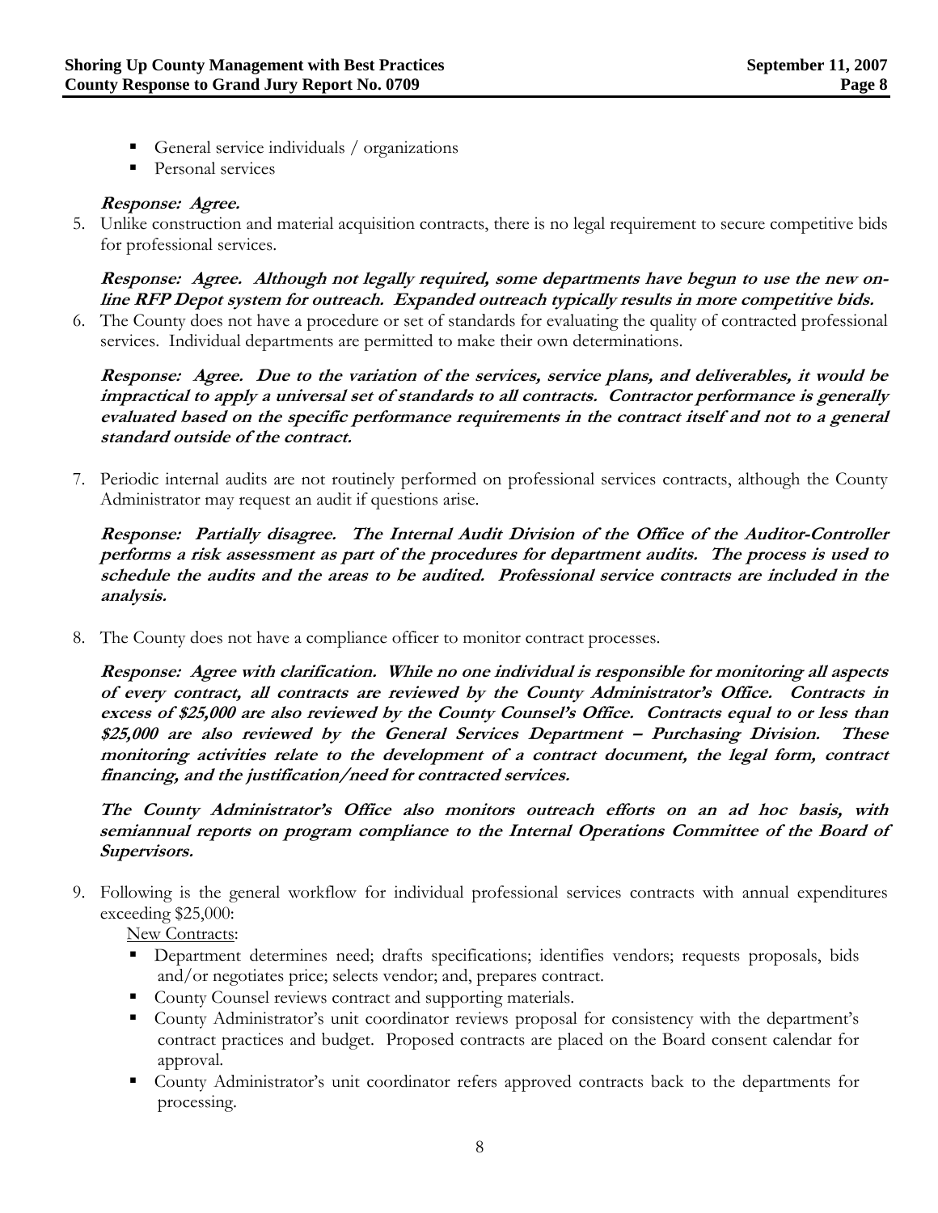- General service individuals / organizations
- Personal services

***Response: Agree.***

5. Unlike construction and material acquisition contracts, there is no legal requirement to secure competitive bids for professional services.

   ***Response: Agree. Although not legally required, some departments have begun to use the new on-line RFP Depot system for outreach. Expanded outreach typically results in more competitive bids.***

6. The County does not have a procedure or set of standards for evaluating the quality of contracted professional services. Individual departments are permitted to make their own determinations.

   ***Response: Agree. Due to the variation of the services, service plans, and deliverables, it would be impractical to apply a universal set of standards to all contracts. Contractor performance is generally evaluated based on the specific performance requirements in the contract itself and not to a general standard outside of the contract.***

7. Periodic internal audits are not routinely performed on professional services contracts, although the County Administrator may request an audit if questions arise.

   ***Response: Partially disagree. The Internal Audit Division of the Office of the Auditor-Controller performs a risk assessment as part of the procedures for department audits. The process is used to schedule the audits and the areas to be audited. Professional service contracts are included in the analysis.***

8. The County does not have a compliance officer to monitor contract processes.

   ***Response: Agree with clarification. While no one individual is responsible for monitoring all aspects of every contract, all contracts are reviewed by the County Administrator's Office. Contracts in excess of $25,000 are also reviewed by the County Counsel's Office. Contracts equal to or less than $25,000 are also reviewed by the General Services Department – Purchasing Division. These monitoring activities relate to the development of a contract document, the legal form, contract financing, and the justification/need for contracted services.***

   ***The County Administrator's Office also monitors outreach efforts on an ad hoc basis, with semiannual reports on program compliance to the Internal Operations Committee of the Board of Supervisors.***

9. Following is the general workflow for individual professional services contracts with annual expenditures exceeding $25,000:

   New Contracts:
   - Department determines need; drafts specifications; identifies vendors; requests proposals, bids and/or negotiates price; selects vendor; and, prepares contract.
   - County Counsel reviews contract and supporting materials.
   - County Administrator's unit coordinator reviews proposal for consistency with the department's contract practices and budget. Proposed contracts are placed on the Board consent calendar for approval.
   - County Administrator's unit coordinator refers approved contracts back to the departments for processing.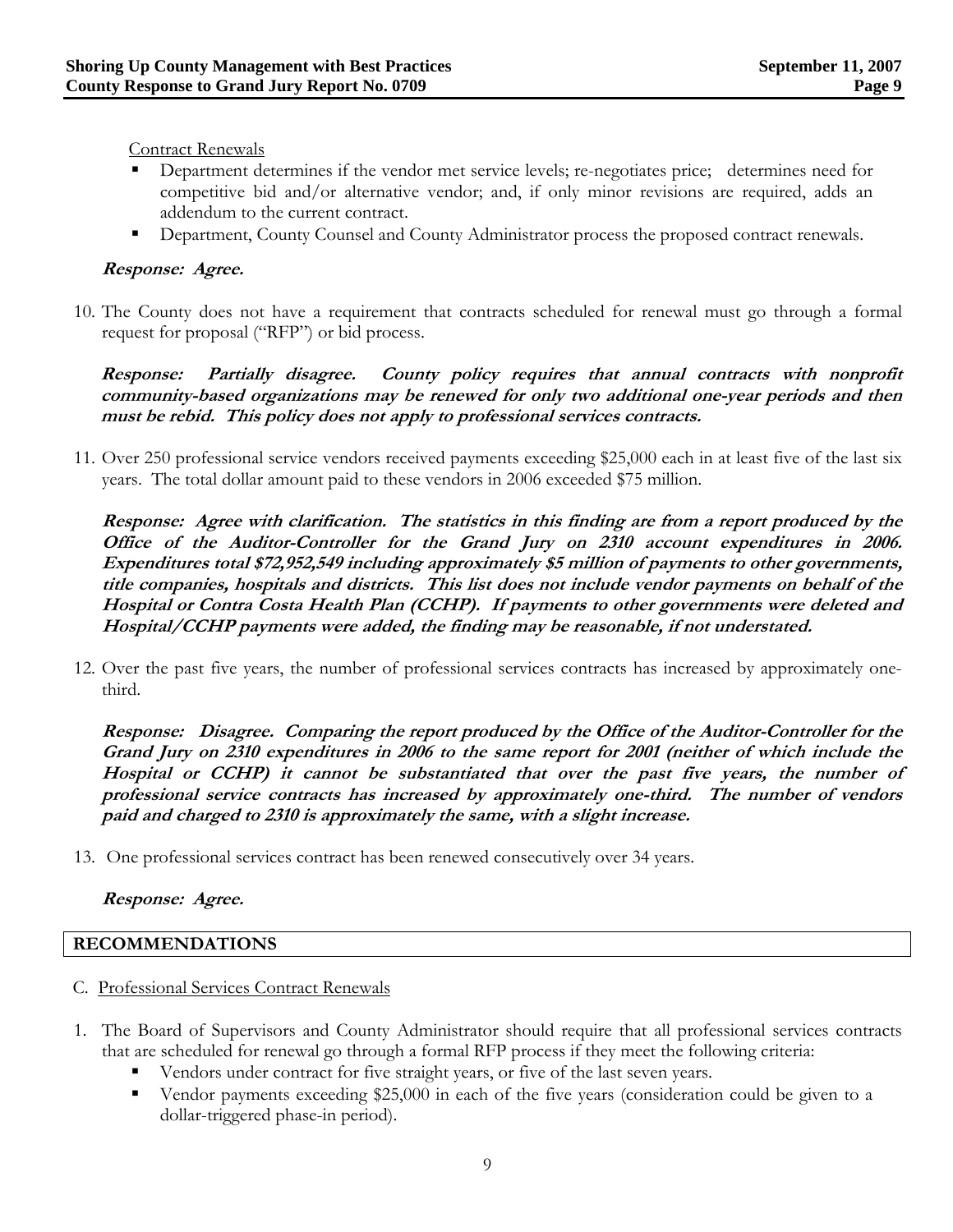Contract Renewals

- Department determines if the vendor met service levels; re-negotiates price; determines need for competitive bid and/or alternative vendor; and, if only minor revisions are required, adds an addendum to the current contract.
- Department, County Counsel and County Administrator process the proposed contract renewals.

***Response: Agree.***

10. The County does not have a requirement that contracts scheduled for renewal must go through a formal request for proposal ("RFP") or bid process.

    ***Response: Partially disagree. County policy requires that annual contracts with nonprofit community-based organizations may be renewed for only two additional one-year periods and then must be rebid. This policy does not apply to professional services contracts.***

11. Over 250 professional service vendors received payments exceeding $25,000 each in at least five of the last six years. The total dollar amount paid to these vendors in 2006 exceeded $75 million.

    ***Response: Agree with clarification. The statistics in this finding are from a report produced by the Office of the Auditor-Controller for the Grand Jury on 2310 account expenditures in 2006. Expenditures total $72,952,549 including approximately $5 million of payments to other governments, title companies, hospitals and districts. This list does not include vendor payments on behalf of the Hospital or Contra Costa Health Plan (CCHP). If payments to other governments were deleted and Hospital/CCHP payments were added, the finding may be reasonable, if not understated.***

12. Over the past five years, the number of professional services contracts has increased by approximately one-third.

    ***Response: Disagree. Comparing the report produced by the Office of the Auditor-Controller for the Grand Jury on 2310 expenditures in 2006 to the same report for 2001 (neither of which include the Hospital or CCHP) it cannot be substantiated that over the past five years, the number of professional service contracts has increased by approximately one-third. The number of vendors paid and charged to 2310 is approximately the same, with a slight increase.***

13. One professional services contract has been renewed consecutively over 34 years.

    ***Response: Agree.***

## RECOMMENDATIONS

C. Professional Services Contract Renewals

1. The Board of Supervisors and County Administrator should require that all professional services contracts that are scheduled for renewal go through a formal RFP process if they meet the following criteria:
   - Vendors under contract for five straight years, or five of the last seven years.
   - Vendor payments exceeding $25,000 in each of the five years (consideration could be given to a dollar-triggered phase-in period).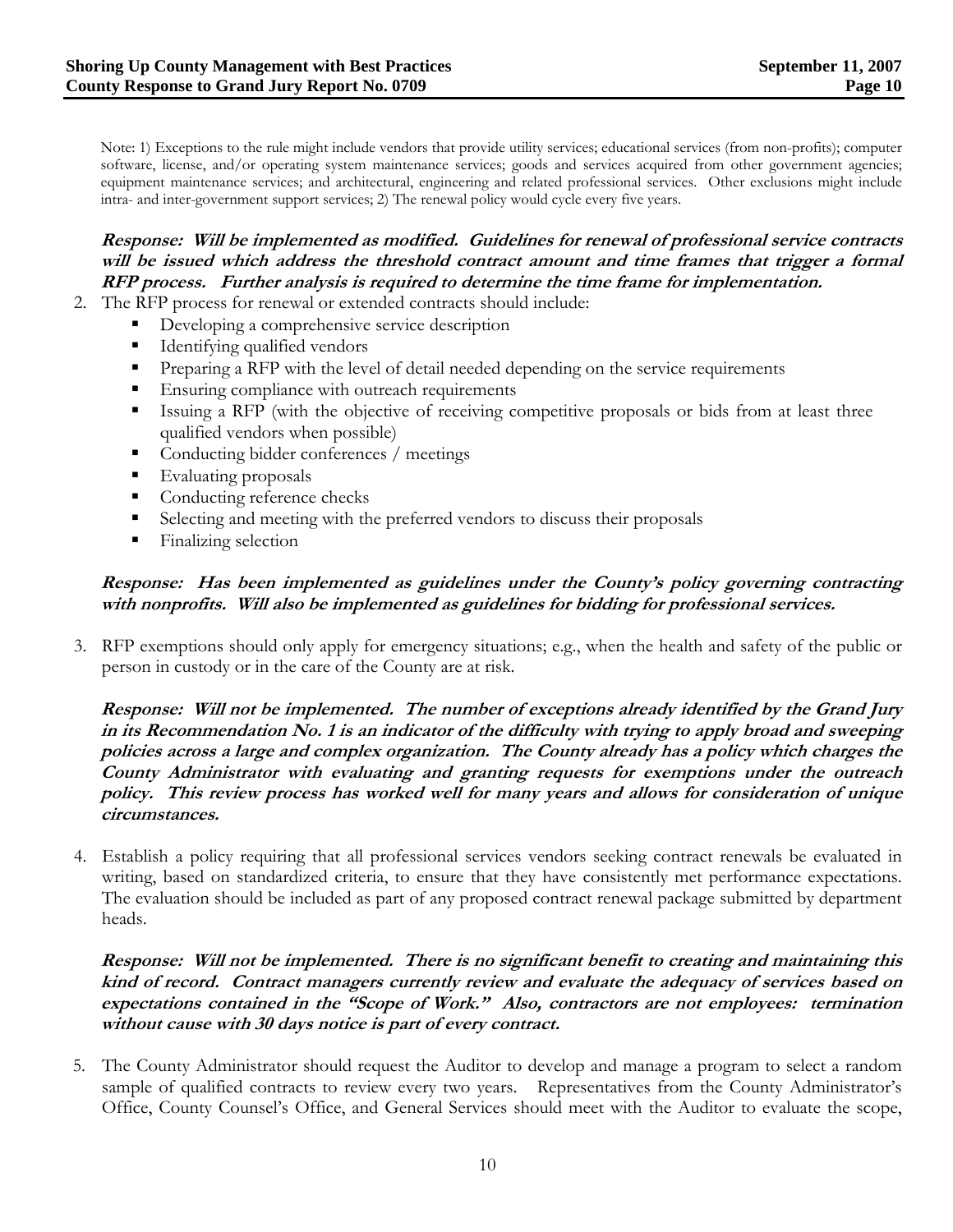Note: 1) Exceptions to the rule might include vendors that provide utility services; educational services (from non-profits); computer software, license, and/or operating system maintenance services; goods and services acquired from other government agencies; equipment maintenance services; and architectural, engineering and related professional services. Other exclusions might include intra- and inter-government support services; 2) The renewal policy would cycle every five years.

***Response: Will be implemented as modified. Guidelines for renewal of professional service contracts will be issued which address the threshold contract amount and time frames that trigger a formal RFP process. Further analysis is required to determine the time frame for implementation.***

2. The RFP process for renewal or extended contracts should include:
   - Developing a comprehensive service description
   - Identifying qualified vendors
   - Preparing a RFP with the level of detail needed depending on the service requirements
   - Ensuring compliance with outreach requirements
   - Issuing a RFP (with the objective of receiving competitive proposals or bids from at least three qualified vendors when possible)
   - Conducting bidder conferences / meetings
   - Evaluating proposals
   - Conducting reference checks
   - Selecting and meeting with the preferred vendors to discuss their proposals
   - Finalizing selection

   ***Response: Has been implemented as guidelines under the County's policy governing contracting with nonprofits. Will also be implemented as guidelines for bidding for professional services.***

3. RFP exemptions should only apply for emergency situations; e.g., when the health and safety of the public or person in custody or in the care of the County are at risk.

   ***Response: Will not be implemented. The number of exceptions already identified by the Grand Jury in its Recommendation No. 1 is an indicator of the difficulty with trying to apply broad and sweeping policies across a large and complex organization. The County already has a policy which charges the County Administrator with evaluating and granting requests for exemptions under the outreach policy. This review process has worked well for many years and allows for consideration of unique circumstances.***

4. Establish a policy requiring that all professional services vendors seeking contract renewals be evaluated in writing, based on standardized criteria, to ensure that they have consistently met performance expectations. The evaluation should be included as part of any proposed contract renewal package submitted by department heads.

   ***Response: Will not be implemented. There is no significant benefit to creating and maintaining this kind of record. Contract managers currently review and evaluate the adequacy of services based on expectations contained in the "Scope of Work." Also, contractors are not employees: termination without cause with 30 days notice is part of every contract.***

5. The County Administrator should request the Auditor to develop and manage a program to select a random sample of qualified contracts to review every two years. Representatives from the County Administrator's Office, County Counsel's Office, and General Services should meet with the Auditor to evaluate the scope,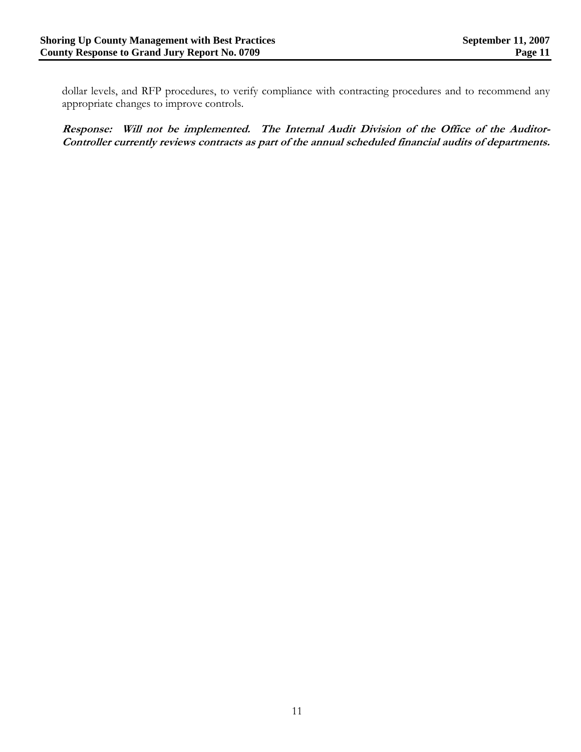dollar levels, and RFP procedures, to verify compliance with contracting procedures and to recommend any appropriate changes to improve controls.

***Response: Will not be implemented. The Internal Audit Division of the Office of the Auditor-Controller currently reviews contracts as part of the annual scheduled financial audits of departments.***